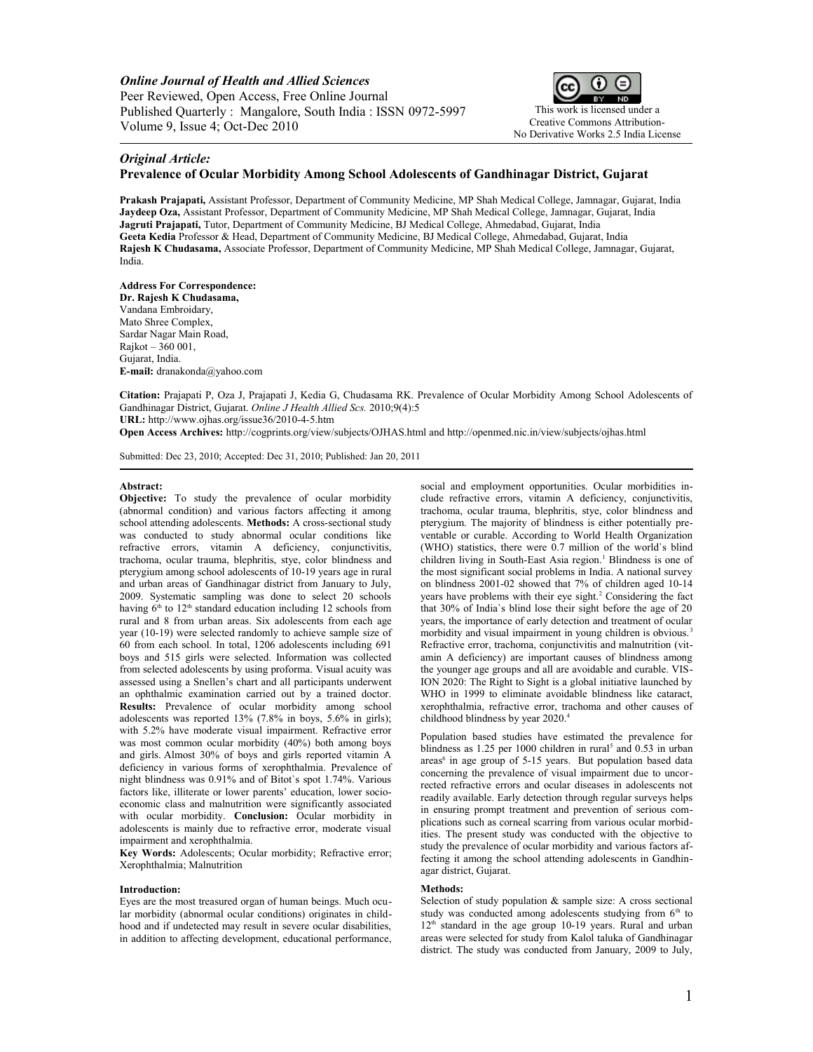*Online Journal of Health and Allied Sciences*
Peer Reviewed, Open Access, Free Online Journal
Published Quarterly : Mangalore, South India : ISSN 0972-5997
Volume 9, Issue 4; Oct-Dec 2010

This work is licensed under a Creative Commons Attribution-No Derivative Works 2.5 India License

*Original Article:*

# Prevalence of Ocular Morbidity Among School Adolescents of Gandhinagar District, Gujarat

**Prakash Prajapati,** Assistant Professor, Department of Community Medicine, MP Shah Medical College, Jamnagar, Gujarat, India
**Jaydeep Oza,** Assistant Professor, Department of Community Medicine, MP Shah Medical College, Jamnagar, Gujarat, India
**Jagruti Prajapati,** Tutor, Department of Community Medicine, BJ Medical College, Ahmedabad, Gujarat, India
**Geeta Kedia** Professor & Head, Department of Community Medicine, BJ Medical College, Ahmedabad, Gujarat, India
**Rajesh K Chudasama,** Associate Professor, Department of Community Medicine, MP Shah Medical College, Jamnagar, Gujarat, India.

**Address For Correspondence:**
**Dr. Rajesh K Chudasama,**
Vandana Embroidary,
Mato Shree Complex,
Sardar Nagar Main Road,
Rajkot – 360 001,
Gujarat, India.
**E-mail:** dranakonda@yahoo.com

**Citation:** Prajapati P, Oza J, Prajapati J, Kedia G, Chudasama RK. Prevalence of Ocular Morbidity Among School Adolescents of Gandhinagar District, Gujarat. *Online J Health Allied Scs.* 2010;9(4):5
**URL:** http://www.ojhas.org/issue36/2010-4-5.htm
**Open Access Archives:** http://cogprints.org/view/subjects/OJHAS.html and http://openmed.nic.in/view/subjects/ojhas.html

Submitted: Dec 23, 2010; Accepted: Dec 31, 2010; Published: Jan 20, 2011

## Abstract:

**Objective:** To study the prevalence of ocular morbidity (abnormal condition) and various factors affecting it among school attending adolescents. **Methods:** A cross-sectional study was conducted to study abnormal ocular conditions like refractive errors, vitamin A deficiency, conjunctivitis, trachoma, ocular trauma, blephritis, stye, color blindness and pterygium among school adolescents of 10-19 years age in rural and urban areas of Gandhinagar district from January to July, 2009. Systematic sampling was done to select 20 schools having 6th to 12th standard education including 12 schools from rural and 8 from urban areas. Six adolescents from each age year (10-19) were selected randomly to achieve sample size of 60 from each school. In total, 1206 adolescents including 691 boys and 515 girls were selected. Information was collected from selected adolescents by using proforma. Visual acuity was assessed using a Snellen's chart and all participants underwent an ophthalmic examination carried out by a trained doctor. **Results:** Prevalence of ocular morbidity among school adolescents was reported 13% (7.8% in boys, 5.6% in girls); with 5.2% have moderate visual impairment. Refractive error was most common ocular morbidity (40%) both among boys and girls. Almost 30% of boys and girls reported vitamin A deficiency in various forms of xerophthalmia. Prevalence of night blindness was 0.91% and of Bitot`s spot 1.74%. Various factors like, illiterate or lower parents' education, lower socio-economic class and malnutrition were significantly associated with ocular morbidity. **Conclusion:** Ocular morbidity in adolescents is mainly due to refractive error, moderate visual impairment and xerophthalmia.

**Key Words:** Adolescents; Ocular morbidity; Refractive error; Xerophthalmia; Malnutrition

## Introduction:

Eyes are the most treasured organ of human beings. Much ocular morbidity (abnormal ocular conditions) originates in childhood and if undetected may result in severe ocular disabilities, in addition to affecting development, educational performance, social and employment opportunities. Ocular morbidities include refractive errors, vitamin A deficiency, conjunctivitis, trachoma, ocular trauma, blephritis, stye, color blindness and pterygium. The majority of blindness is either potentially preventable or curable. According to World Health Organization (WHO) statistics, there were 0.7 million of the world`s blind children living in South-East Asia region.[1] Blindness is one of the most significant social problems in India. A national survey on blindness 2001-02 showed that 7% of children aged 10-14 years have problems with their eye sight.[2] Considering the fact that 30% of India`s blind lose their sight before the age of 20 years, the importance of early detection and treatment of ocular morbidity and visual impairment in young children is obvious.[3] Refractive error, trachoma, conjunctivitis and malnutrition (vitamin A deficiency) are important causes of blindness among the younger age groups and all are avoidable and curable. VISION 2020: The Right to Sight is a global initiative launched by WHO in 1999 to eliminate avoidable blindness like cataract, xerophthalmia, refractive error, trachoma and other causes of childhood blindness by year 2020.[4]

Population based studies have estimated the prevalence for blindness as 1.25 per 1000 children in rural[5] and 0.53 in urban areas[6] in age group of 5-15 years. But population based data concerning the prevalence of visual impairment due to uncorrected refractive errors and ocular diseases in adolescents not readily available. Early detection through regular surveys helps in ensuring prompt treatment and prevention of serious complications such as corneal scarring from various ocular morbidities. The present study was conducted with the objective to study the prevalence of ocular morbidity and various factors affecting it among the school attending adolescents in Gandhinagar district, Gujarat.

## Methods:

Selection of study population & sample size: A cross sectional study was conducted among adolescents studying from 6th to 12th standard in the age group 10-19 years. Rural and urban areas were selected for study from Kalol taluka of Gandhinagar district. The study was conducted from January, 2009 to July,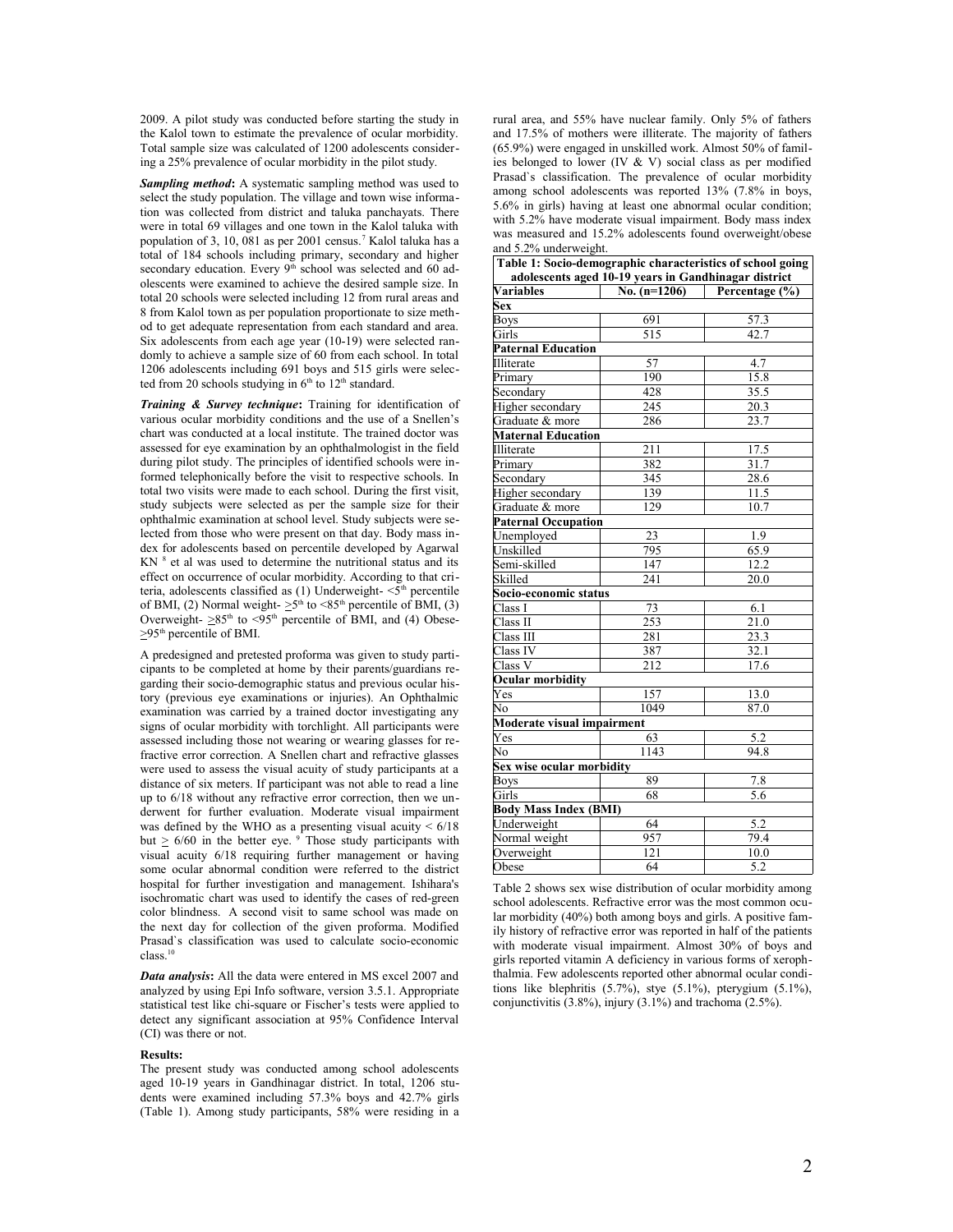2009. A pilot study was conducted before starting the study in the Kalol town to estimate the prevalence of ocular morbidity. Total sample size was calculated of 1200 adolescents considering a 25% prevalence of ocular morbidity in the pilot study.

***Sampling method*:** A systematic sampling method was used to select the study population. The village and town wise information was collected from district and taluka panchayats. There were in total 69 villages and one town in the Kalol taluka with population of 3, 10, 081 as per 2001 census.[7] Kalol taluka has a total of 184 schools including primary, secondary and higher secondary education. Every 9th school was selected and 60 adolescents were examined to achieve the desired sample size. In total 20 schools were selected including 12 from rural areas and 8 from Kalol town as per population proportionate to size method to get adequate representation from each standard and area. Six adolescents from each age year (10-19) were selected randomly to achieve a sample size of 60 from each school. In total 1206 adolescents including 691 boys and 515 girls were selected from 20 schools studying in 6th to 12th standard.

***Training & Survey technique*:** Training for identification of various ocular morbidity conditions and the use of a Snellen's chart was conducted at a local institute. The trained doctor was assessed for eye examination by an ophthalmologist in the field during pilot study. The principles of identified schools were informed telephonically before the visit to respective schools. In total two visits were made to each school. During the first visit, study subjects were selected as per the sample size for their ophthalmic examination at school level. Study subjects were selected from those who were present on that day. Body mass index for adolescents based on percentile developed by Agarwal KN [8] et al was used to determine the nutritional status and its effect on occurrence of ocular morbidity. According to that criteria, adolescents classified as (1) Underweight- <5th percentile of BMI, (2) Normal weight- ≥5th to <85th percentile of BMI, (3) Overweight- ≥85th to <95th percentile of BMI, and (4) Obese- ≥95th percentile of BMI.

A predesigned and pretested proforma was given to study participants to be completed at home by their parents/guardians regarding their socio-demographic status and previous ocular history (previous eye examinations or injuries). An Ophthalmic examination was carried by a trained doctor investigating any signs of ocular morbidity with torchlight. All participants were assessed including those not wearing or wearing glasses for refractive error correction. A Snellen chart and refractive glasses were used to assess the visual acuity of study participants at a distance of six meters. If participant was not able to read a line up to 6/18 without any refractive error correction, then we underwent for further evaluation. Moderate visual impairment was defined by the WHO as a presenting visual acuity < 6/18 but ≥ 6/60 in the better eye. [9] Those study participants with visual acuity 6/18 requiring further management or having some ocular abnormal condition were referred to the district hospital for further investigation and management. Ishihara's isochromatic chart was used to identify the cases of red-green color blindness. A second visit to same school was made on the next day for collection of the given proforma. Modified Prasad`s classification was used to calculate socio-economic class.[10]

***Data analysis*:** All the data were entered in MS excel 2007 and analyzed by using Epi Info software, version 3.5.1. Appropriate statistical test like chi-square or Fischer's tests were applied to detect any significant association at 95% Confidence Interval (CI) was there or not.

**Results:**

The present study was conducted among school adolescents aged 10-19 years in Gandhinagar district. In total, 1206 students were examined including 57.3% boys and 42.7% girls (Table 1). Among study participants, 58% were residing in a rural area, and 55% have nuclear family. Only 5% of fathers and 17.5% of mothers were illiterate. The majority of fathers (65.9%) were engaged in unskilled work. Almost 50% of families belonged to lower (IV & V) social class as per modified Prasad`s classification. The prevalence of ocular morbidity among school adolescents was reported 13% (7.8% in boys, 5.6% in girls) having at least one abnormal ocular condition; with 5.2% have moderate visual impairment. Body mass index was measured and 15.2% adolescents found overweight/obese and 5.2% underweight.

**Table 1: Socio-demographic characteristics of school going adolescents aged 10-19 years in Gandhinagar district**

| Variables | No. (n=1206) | Percentage (%) |
|---|---|---|
| **Sex** | | |
| Boys | 691 | 57.3 |
| Girls | 515 | 42.7 |
| **Paternal Education** | | |
| Illiterate | 57 | 4.7 |
| Primary | 190 | 15.8 |
| Secondary | 428 | 35.5 |
| Higher secondary | 245 | 20.3 |
| Graduate & more | 286 | 23.7 |
| **Maternal Education** | | |
| Illiterate | 211 | 17.5 |
| Primary | 382 | 31.7 |
| Secondary | 345 | 28.6 |
| Higher secondary | 139 | 11.5 |
| Graduate & more | 129 | 10.7 |
| **Paternal Occupation** | | |
| Unemployed | 23 | 1.9 |
| Unskilled | 795 | 65.9 |
| Semi-skilled | 147 | 12.2 |
| Skilled | 241 | 20.0 |
| **Socio-economic status** | | |
| Class I | 73 | 6.1 |
| Class II | 253 | 21.0 |
| Class III | 281 | 23.3 |
| Class IV | 387 | 32.1 |
| Class V | 212 | 17.6 |
| **Ocular morbidity** | | |
| Yes | 157 | 13.0 |
| No | 1049 | 87.0 |
| **Moderate visual impairment** | | |
| Yes | 63 | 5.2 |
| No | 1143 | 94.8 |
| **Sex wise ocular morbidity** | | |
| Boys | 89 | 7.8 |
| Girls | 68 | 5.6 |
| **Body Mass Index (BMI)** | | |
| Underweight | 64 | 5.2 |
| Normal weight | 957 | 79.4 |
| Overweight | 121 | 10.0 |
| Obese | 64 | 5.2 |

Table 2 shows sex wise distribution of ocular morbidity among school adolescents. Refractive error was the most common ocular morbidity (40%) both among boys and girls. A positive family history of refractive error was reported in half of the patients with moderate visual impairment. Almost 30% of boys and girls reported vitamin A deficiency in various forms of xerophthalmia. Few adolescents reported other abnormal ocular conditions like blephritis (5.7%), stye (5.1%), pterygium (5.1%), conjunctivitis (3.8%), injury (3.1%) and trachoma (2.5%).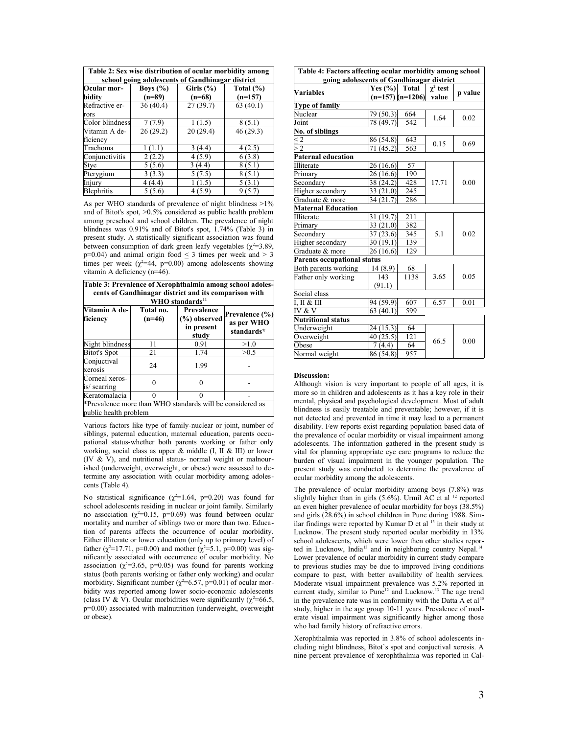**Table 2: Sex wise distribution of ocular morbidity among school going adolescents of Gandhinagar district**

| Ocular morbidity | Boys (%) (n=89) | Girls (%) (n=68) | Total (%) (n=157) |
|---|---|---|---|
| Refractive errors | 36 (40.4) | 27 (39.7) | 63 (40.1) |
| Color blindness | 7 (7.9) | 1 (1.5) | 8 (5.1) |
| Vitamin A deficiency | 26 (29.2) | 20 (29.4) | 46 (29.3) |
| Trachoma | 1 (1.1) | 3 (4.4) | 4 (2.5) |
| Conjunctivitis | 2 (2.2) | 4 (5.9) | 6 (3.8) |
| Stye | 5 (5.6) | 3 (4.4) | 8 (5.1) |
| Pterygium | 3 (3.3) | 5 (7.5) | 8 (5.1) |
| Injury | 4 (4.4) | 1 (1.5) | 5 (3.1) |
| Blephritis | 5 (5.6) | 4 (5.9) | 9 (5.7) |

As per WHO standards of prevalence of night blindness >1% and of Bitot's spot, >0.5% considered as public health problem among preschool and school children. The prevalence of night blindness was 0.91% and of Bitot's spot, 1.74% (Table 3) in present study. A statistically significant association was found between consumption of dark green leafy vegetables ($\chi^2$=3.89, p=0.04) and animal origin food $\leq$ 3 times per week and > 3 times per week ($\chi^2$=44, p=0.00) among adolescents showing vitamin A deficiency (n=46).

**Table 3: Prevalence of Xerophthalmia among school adolescents of Gandhinagar district and its comparison with WHO standards[11]**

| Vitamin A deficiency | Total no. (n=46) | Prevalence (%) observed in present study | Prevalence (%) as per WHO standards* |
|---|---|---|---|
| Night blindness | 11 | 0.91 | >1.0 |
| Bitot's Spot | 21 | 1.74 | >0.5 |
| Conjuctival xerosis | 24 | 1.99 | - |
| Corneal xerosis/ scarring | 0 | 0 | - |
| Keratomalacia | 0 | 0 | - |

*Prevalence more than WHO standards will be considered as public health problem

Various factors like type of family-nuclear or joint, number of siblings, paternal education, maternal education, parents occupational status-whether both parents working or father only working, social class as upper & middle (I, II & III) or lower (IV & V), and nutritional status- normal weight or malnourished (underweight, overweight, or obese) were assessed to determine any association with ocular morbidity among adolescents (Table 4).

No statistical significance ($\chi^2$=1.64, p=0.20) was found for school adolescents residing in nuclear or joint family. Similarly no association ($\chi^2$=0.15, p=0.69) was found between ocular mortality and number of siblings two or more than two. Education of parents affects the occurrence of ocular morbidity. Either illiterate or lower education (only up to primary level) of father ($\chi^2$=17.71, p=0.00) and mother ($\chi^2$=5.1, p=0.00) was significantly associated with occurrence of ocular morbidity. No association ($\chi^2$=3.65, p=0.05) was found for parents working status (both parents working or father only working) and ocular morbidity. Significant number ($\chi^2$=6.57, p=0.01) of ocular morbidity was reported among lower socio-economic adolescents (class IV & V). Ocular morbidities were significantly ($\chi^2$=66.5, p=0.00) associated with malnutrition (underweight, overweight or obese).

**Table 4: Factors affecting ocular morbidity among school going adolescents of Gandhinagar district**

| Variables | Yes (%) (n=157) | Total (n=1206) | $\chi^2$ test value | p value |
|---|---|---|---|---|
| **Type of family** | | | | |
| Nuclear | 79 (50.3) | 664 | 1.64 | 0.02 |
| Joint | 78 (49.7) | 542 | | |
| **No. of siblings** | | | | |
| $\leq$ 2 | 86 (54.8) | 643 | 0.15 | 0.69 |
| > 2 | 71 (45.2) | 563 | | |
| **Paternal education** | | | | |
| Illiterate | 26 (16.6) | 57 | 17.71 | 0.00 |
| Primary | 26 (16.6) | 190 | | |
| Secondary | 38 (24.2) | 428 | | |
| Higher secondary | 33 (21.0) | 245 | | |
| Graduate & more | 34 (21.7) | 286 | | |
| **Maternal Education** | | | | |
| Illiterate | 31 (19.7) | 211 | 5.1 | 0.02 |
| Primary | 33 (21.0) | 382 | | |
| Secondary | 37 (23.6) | 345 | | |
| Higher secondary | 30 (19.1) | 139 | | |
| Graduate & more | 26 (16.6) | 129 | | |
| **Parents occupational status** | | | | |
| Both parents working | 14 (8.9) | 68 | 3.65 | 0.05 |
| Father only working | 143 (91.1) | 1138 | | |
| Social class | | | | |
| I, II & III | 94 (59.9) | 607 | 6.57 | 0.01 |
| IV & V | 63 (40.1) | 599 | | |
| **Nutritional status** | | | | |
| Underweight | 24 (15.3) | 64 | 66.5 | 0.00 |
| Overweight | 40 (25.5) | 121 | | |
| Obese | 7 (4.4) | 64 | | |
| Normal weight | 86 (54.8) | 957 | | |

**Discussion:**

Although vision is very important to people of all ages, it is more so in children and adolescents as it has a key role in their mental, physical and psychological development. Most of adult blindness is easily treatable and preventable; however, if it is not detected and prevented in time it may lead to a permanent disability. Few reports exist regarding population based data of the prevalence of ocular morbidity or visual impairment among adolescents. The information gathered in the present study is vital for planning appropriate eye care programs to reduce the burden of visual impairment in the younger population. The present study was conducted to determine the prevalence of ocular morbidity among the adolescents.

The prevalence of ocular morbidity among boys (7.8%) was slightly higher than in girls (5.6%). Urmil AC et al [12] reported an even higher prevalence of ocular morbidity for boys (38.5%) and girls (28.6%) in school children in Pune during 1988. Similar findings were reported by Kumar D et al [13] in their study at Lucknow. The present study reported ocular morbidity in 13% school adolescents, which were lower then other studies reported in Lucknow, India[13] and in neighboring country Nepal.[14] Lower prevalence of ocular morbidity in current study compare to previous studies may be due to improved living conditions compare to past, with better availability of health services. Moderate visual impairment prevalence was 5.2% reported in current study, similar to Pune[12] and Lucknow.[13] The age trend in the prevalence rate was in conformity with the Datta A et al[15] study, higher in the age group 10-11 years. Prevalence of moderate visual impairment was significantly higher among those who had family history of refractive errors.

Xerophthalmia was reported in 3.8% of school adolescents including night blindness, Bitot`s spot and conjuctival xerosis. A nine percent prevalence of xerophthalmia was reported in Cal-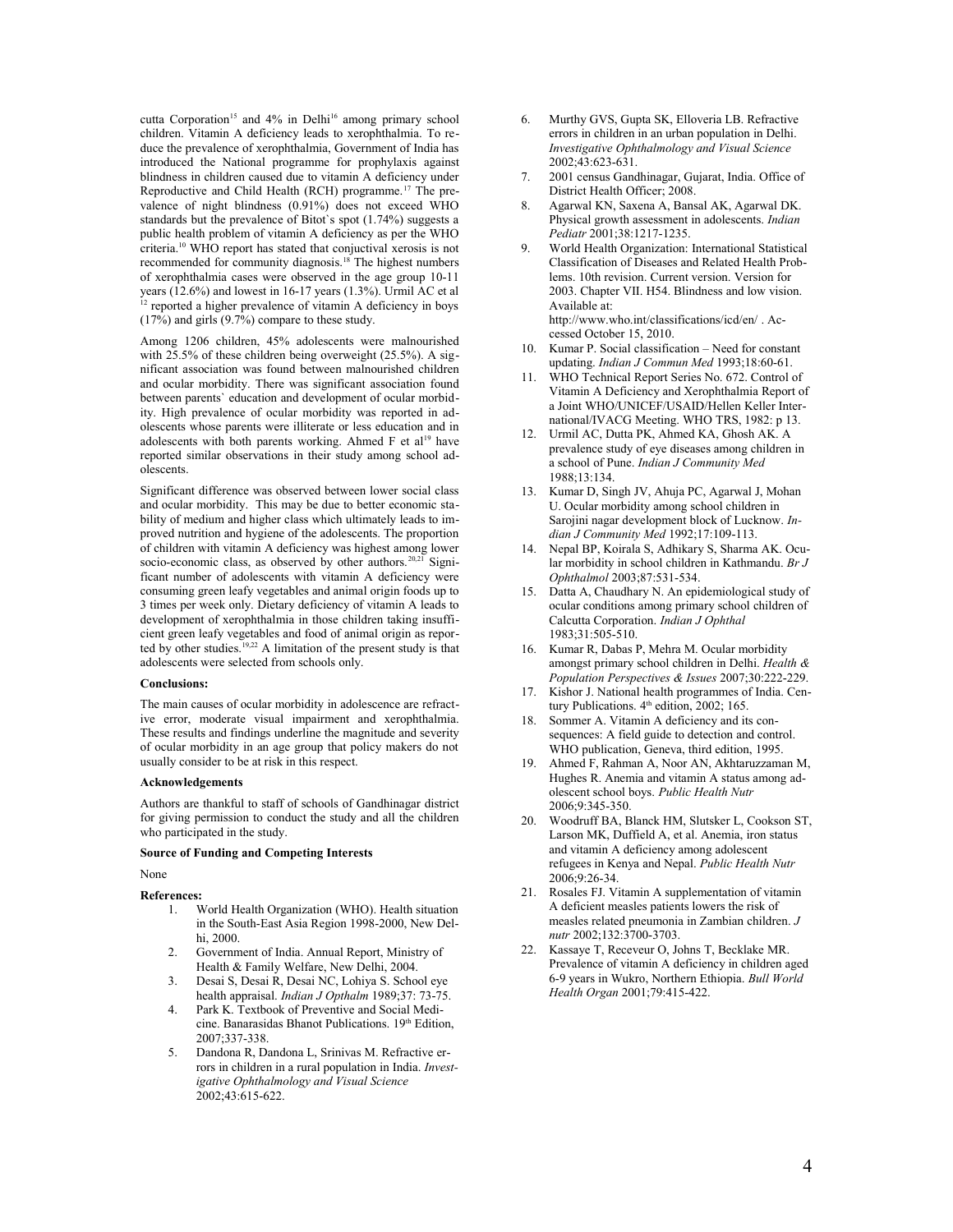cutta Corporation[15] and 4% in Delhi[16] among primary school children. Vitamin A deficiency leads to xerophthalmia. To reduce the prevalence of xerophthalmia, Government of India has introduced the National programme for prophylaxis against blindness in children caused due to vitamin A deficiency under Reproductive and Child Health (RCH) programme.[17] The prevalence of night blindness (0.91%) does not exceed WHO standards but the prevalence of Bitot`s spot (1.74%) suggests a public health problem of vitamin A deficiency as per the WHO criteria.[10] WHO report has stated that conjuctival xerosis is not recommended for community diagnosis.[18] The highest numbers of xerophthalmia cases were observed in the age group 10-11 years (12.6%) and lowest in 16-17 years (1.3%). Urmil AC et al [12] reported a higher prevalence of vitamin A deficiency in boys (17%) and girls (9.7%) compare to these study.

Among 1206 children, 45% adolescents were malnourished with 25.5% of these children being overweight (25.5%). A significant association was found between malnourished children and ocular morbidity. There was significant association found between parents` education and development of ocular morbidity. High prevalence of ocular morbidity was reported in adolescents whose parents were illiterate or less education and in adolescents with both parents working. Ahmed F et al[19] have reported similar observations in their study among school adolescents.

Significant difference was observed between lower social class and ocular morbidity. This may be due to better economic stability of medium and higher class which ultimately leads to improved nutrition and hygiene of the adolescents. The proportion of children with vitamin A deficiency was highest among lower socio-economic class, as observed by other authors.[20,21] Significant number of adolescents with vitamin A deficiency were consuming green leafy vegetables and animal origin foods up to 3 times per week only. Dietary deficiency of vitamin A leads to development of xerophthalmia in those children taking insufficient green leafy vegetables and food of animal origin as reported by other studies.[19,22] A limitation of the present study is that adolescents were selected from schools only.

#### Conclusions:

The main causes of ocular morbidity in adolescence are refractive error, moderate visual impairment and xerophthalmia. These results and findings underline the magnitude and severity of ocular morbidity in an age group that policy makers do not usually consider to be at risk in this respect.

#### Acknowledgements

Authors are thankful to staff of schools of Gandhinagar district for giving permission to conduct the study and all the children who participated in the study.

#### Source of Funding and Competing Interests

None

#### References:

1. World Health Organization (WHO). Health situation in the South-East Asia Region 1998-2000, New Delhi, 2000.
2. Government of India. Annual Report, Ministry of Health & Family Welfare, New Delhi, 2004.
3. Desai S, Desai R, Desai NC, Lohiya S. School eye health appraisal. *Indian J Opthalm* 1989;37: 73-75.
4. Park K. Textbook of Preventive and Social Medicine. Banarasidas Bhanot Publications. 19th Edition, 2007;337-338.
5. Dandona R, Dandona L, Srinivas M. Refractive errors in children in a rural population in India. *Investigative Ophthalmology and Visual Science* 2002;43:615-622.
6. Murthy GVS, Gupta SK, Elloveria LB. Refractive errors in children in an urban population in Delhi. *Investigative Ophthalmology and Visual Science* 2002;43:623-631.
7. 2001 census Gandhinagar, Gujarat, India. Office of District Health Officer; 2008.
8. Agarwal KN, Saxena A, Bansal AK, Agarwal DK. Physical growth assessment in adolescents. *Indian Pediatr* 2001;38:1217-1235.
9. World Health Organization: International Statistical Classification of Diseases and Related Health Problems. 10th revision. Current version. Version for 2003. Chapter VII. H54. Blindness and low vision. Available at: http://www.who.int/classifications/icd/en/ . Accessed October 15, 2010.
10. Kumar P. Social classification – Need for constant updating. *Indian J Commun Med* 1993;18:60-61.
11. WHO Technical Report Series No. 672. Control of Vitamin A Deficiency and Xerophthalmia Report of a Joint WHO/UNICEF/USAID/Hellen Keller International/IVACG Meeting. WHO TRS, 1982: p 13.
12. Urmil AC, Dutta PK, Ahmed KA, Ghosh AK. A prevalence study of eye diseases among children in a school of Pune. *Indian J Community Med* 1988;13:134.
13. Kumar D, Singh JV, Ahuja PC, Agarwal J, Mohan U. Ocular morbidity among school children in Sarojini nagar development block of Lucknow. *Indian J Community Med* 1992;17:109-113.
14. Nepal BP, Koirala S, Adhikary S, Sharma AK. Ocular morbidity in school children in Kathmandu. *Br J Ophthalmol* 2003;87:531-534.
15. Datta A, Chaudhary N. An epidemiological study of ocular conditions among primary school children of Calcutta Corporation. *Indian J Ophthal* 1983;31:505-510.
16. Kumar R, Dabas P, Mehra M. Ocular morbidity amongst primary school children in Delhi. *Health & Population Perspectives & Issues* 2007;30:222-229.
17. Kishor J. National health programmes of India. Century Publications. 4th edition, 2002; 165.
18. Sommer A. Vitamin A deficiency and its consequences: A field guide to detection and control. WHO publication, Geneva, third edition, 1995.
19. Ahmed F, Rahman A, Noor AN, Akhtaruzzaman M, Hughes R. Anemia and vitamin A status among adolescent school boys. *Public Health Nutr* 2006;9:345-350.
20. Woodruff BA, Blanck HM, Slutsker L, Cookson ST, Larson MK, Duffield A, et al. Anemia, iron status and vitamin A deficiency among adolescent refugees in Kenya and Nepal. *Public Health Nutr* 2006;9:26-34.
21. Rosales FJ. Vitamin A supplementation of vitamin A deficient measles patients lowers the risk of measles related pneumonia in Zambian children. *J nutr* 2002;132:3700-3703.
22. Kassaye T, Receveur O, Johns T, Becklake MR. Prevalence of vitamin A deficiency in children aged 6-9 years in Wukro, Northern Ethiopia. *Bull World Health Organ* 2001;79:415-422.